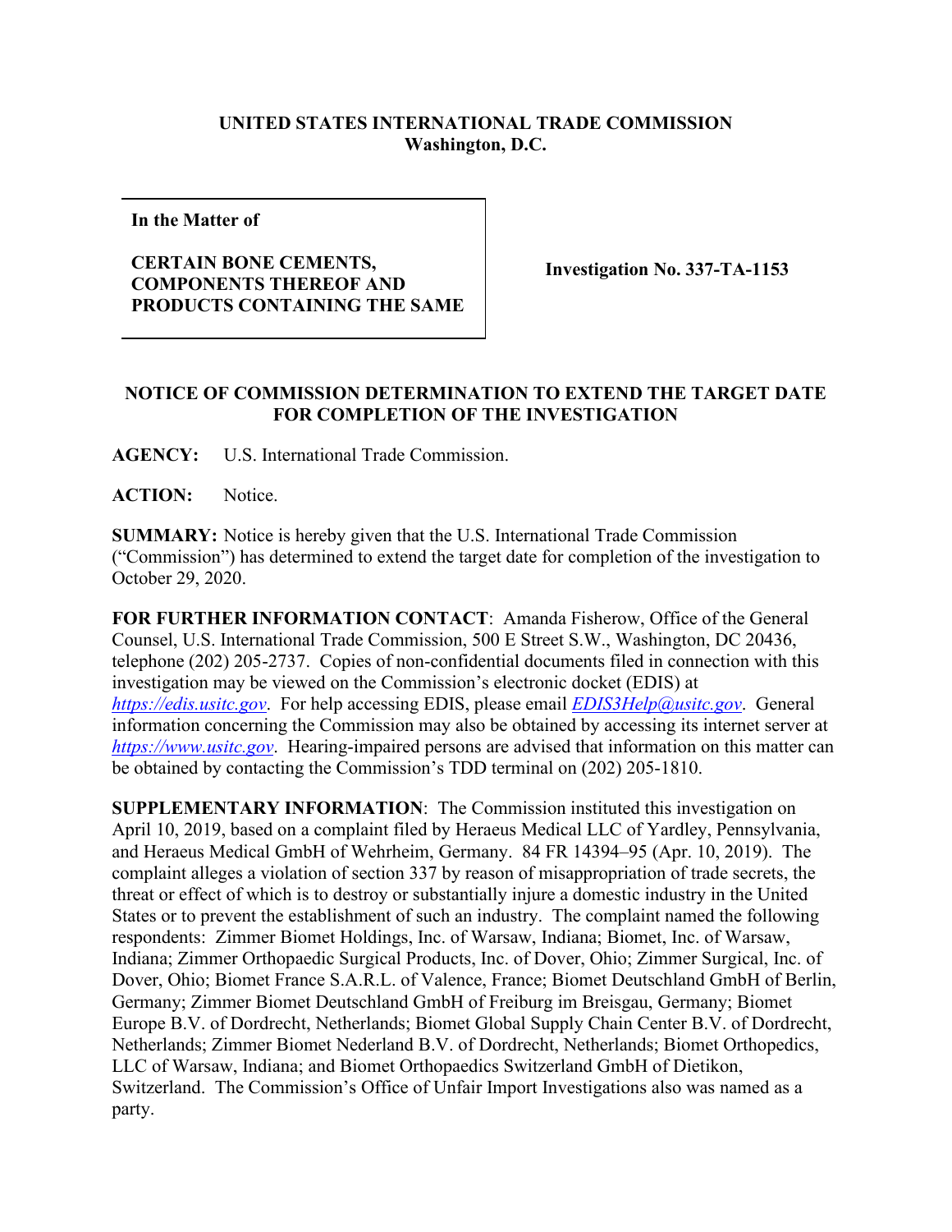**UNITED STATES INTERNATIONAL TRADE COMMISSION**
**Washington, D.C.**

| **In the Matter of**<br><br>**CERTAIN BONE CEMENTS, COMPONENTS THEREOF AND PRODUCTS CONTAINING THE SAME** | **Investigation No. 337-TA-1153** |
|---|---|

**NOTICE OF COMMISSION DETERMINATION TO EXTEND THE TARGET DATE FOR COMPLETION OF THE INVESTIGATION**

**AGENCY:** U.S. International Trade Commission.

**ACTION:** Notice.

**SUMMARY:** Notice is hereby given that the U.S. International Trade Commission ("Commission") has determined to extend the target date for completion of the investigation to October 29, 2020.

**FOR FURTHER INFORMATION CONTACT**: Amanda Fisherow, Office of the General Counsel, U.S. International Trade Commission, 500 E Street S.W., Washington, DC 20436, telephone (202) 205-2737. Copies of non-confidential documents filed in connection with this investigation may be viewed on the Commission's electronic docket (EDIS) at *https://edis.usitc.gov*. For help accessing EDIS, please email *EDIS3Help@usitc.gov*. General information concerning the Commission may also be obtained by accessing its internet server at *https://www.usitc.gov*. Hearing-impaired persons are advised that information on this matter can be obtained by contacting the Commission's TDD terminal on (202) 205-1810.

**SUPPLEMENTARY INFORMATION**: The Commission instituted this investigation on April 10, 2019, based on a complaint filed by Heraeus Medical LLC of Yardley, Pennsylvania, and Heraeus Medical GmbH of Wehrheim, Germany. 84 FR 14394–95 (Apr. 10, 2019). The complaint alleges a violation of section 337 by reason of misappropriation of trade secrets, the threat or effect of which is to destroy or substantially injure a domestic industry in the United States or to prevent the establishment of such an industry. The complaint named the following respondents: Zimmer Biomet Holdings, Inc. of Warsaw, Indiana; Biomet, Inc. of Warsaw, Indiana; Zimmer Orthopaedic Surgical Products, Inc. of Dover, Ohio; Zimmer Surgical, Inc. of Dover, Ohio; Biomet France S.A.R.L. of Valence, France; Biomet Deutschland GmbH of Berlin, Germany; Zimmer Biomet Deutschland GmbH of Freiburg im Breisgau, Germany; Biomet Europe B.V. of Dordrecht, Netherlands; Biomet Global Supply Chain Center B.V. of Dordrecht, Netherlands; Zimmer Biomet Nederland B.V. of Dordrecht, Netherlands; Biomet Orthopedics, LLC of Warsaw, Indiana; and Biomet Orthopaedics Switzerland GmbH of Dietikon, Switzerland. The Commission's Office of Unfair Import Investigations also was named as a party.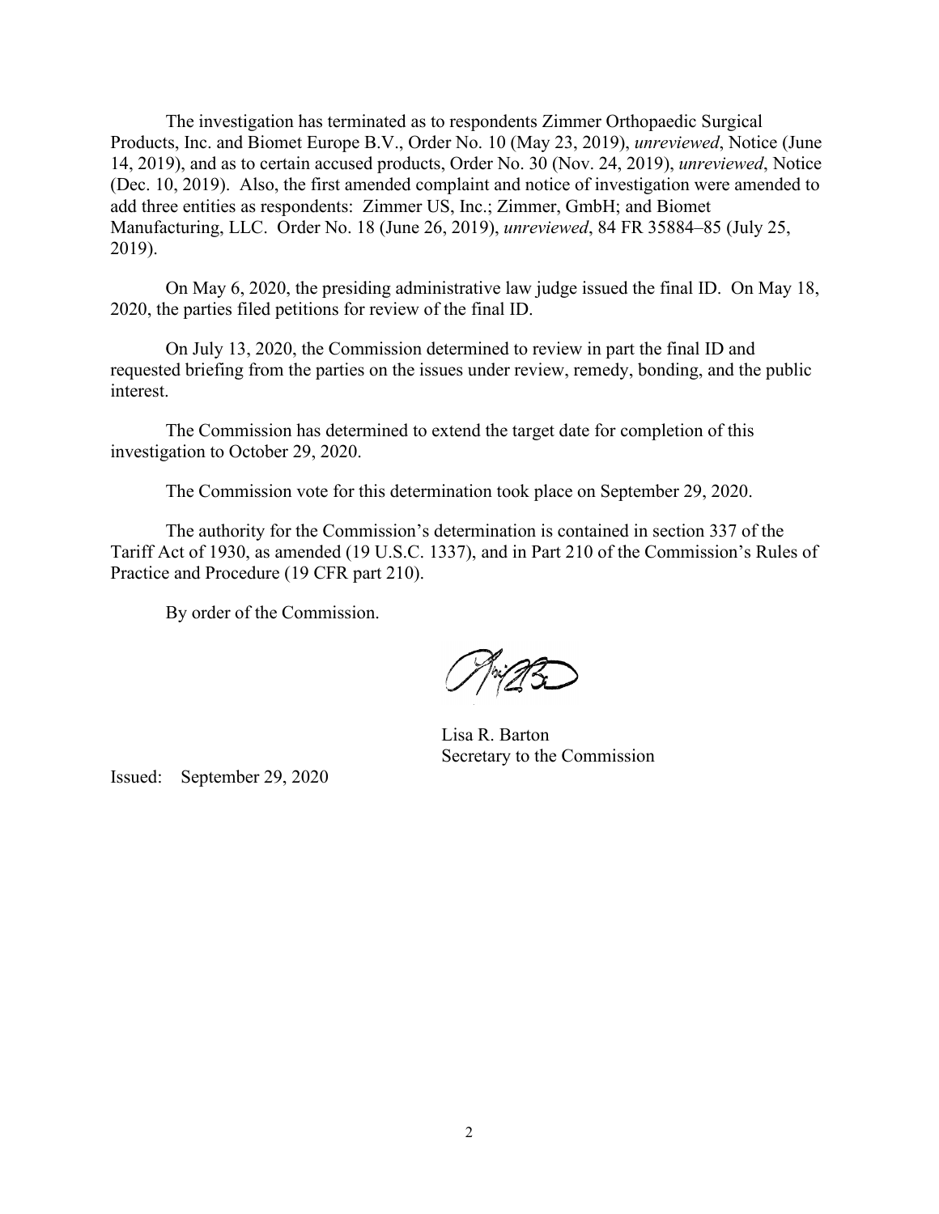The investigation has terminated as to respondents Zimmer Orthopaedic Surgical Products, Inc. and Biomet Europe B.V., Order No. 10 (May 23, 2019), *unreviewed*, Notice (June 14, 2019), and as to certain accused products, Order No. 30 (Nov. 24, 2019), *unreviewed*, Notice (Dec. 10, 2019). Also, the first amended complaint and notice of investigation were amended to add three entities as respondents: Zimmer US, Inc.; Zimmer, GmbH; and Biomet Manufacturing, LLC. Order No. 18 (June 26, 2019), *unreviewed*, 84 FR 35884–85 (July 25, 2019).

On May 6, 2020, the presiding administrative law judge issued the final ID. On May 18, 2020, the parties filed petitions for review of the final ID.

On July 13, 2020, the Commission determined to review in part the final ID and requested briefing from the parties on the issues under review, remedy, bonding, and the public interest.

The Commission has determined to extend the target date for completion of this investigation to October 29, 2020.

The Commission vote for this determination took place on September 29, 2020.

The authority for the Commission's determination is contained in section 337 of the Tariff Act of 1930, as amended (19 U.S.C. 1337), and in Part 210 of the Commission's Rules of Practice and Procedure (19 CFR part 210).

By order of the Commission.

Lisa R. Barton
Secretary to the Commission

Issued: September 29, 2020